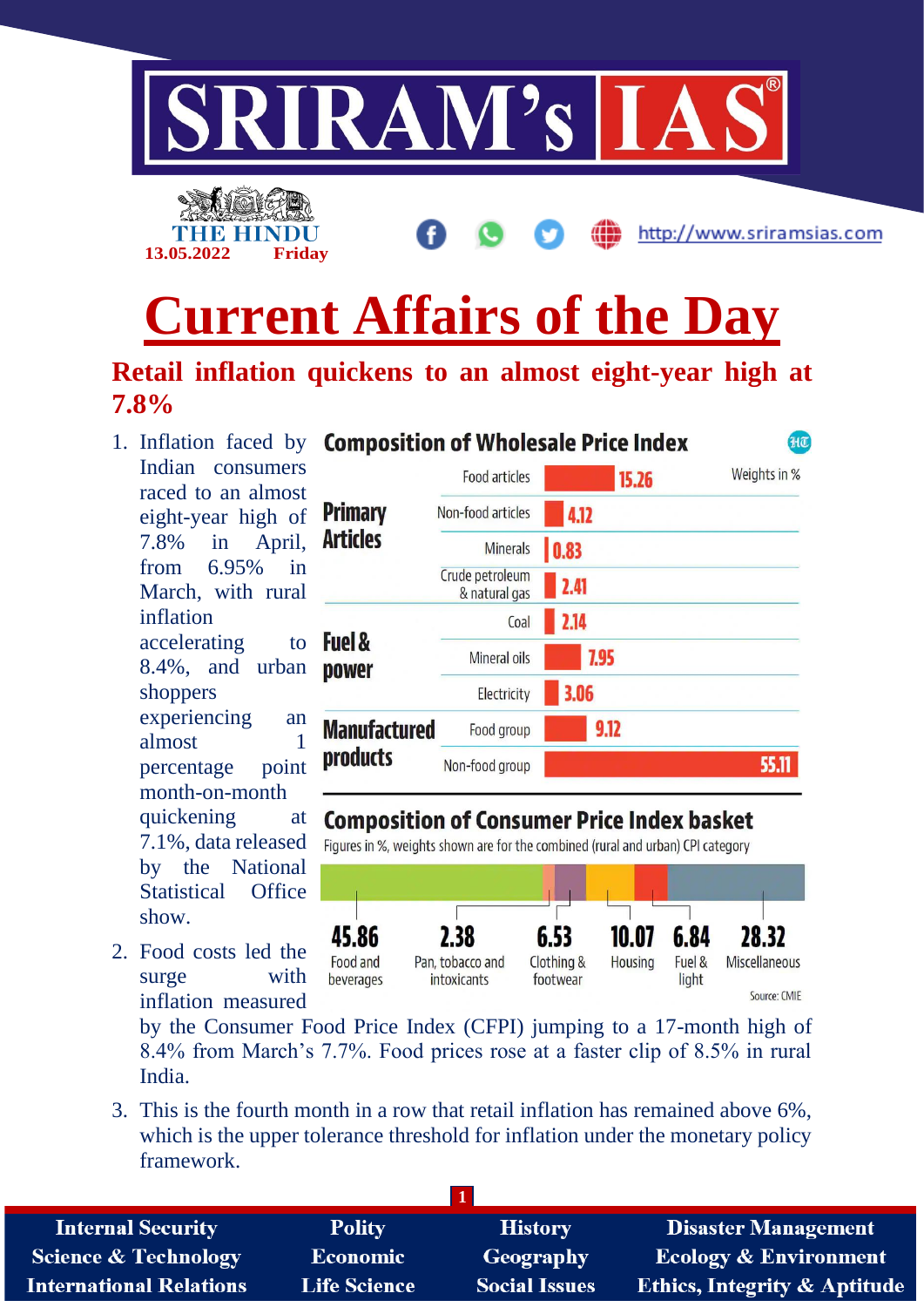SRIRAM's IAS

THE HINDU
13.05.2022 Friday

http://www.sriramsias.com

# Current Affairs of the Day

## Retail inflation quickens to an almost eight-year high at 7.8%

1. Inflation faced by Indian consumers raced to an almost eight-year high of 7.8% in April, from 6.95% in March, with rural inflation accelerating to 8.4%, and urban shoppers experiencing an almost 1 percentage point month-on-month quickening at 7.1%, data released by the National Statistical Office show.
2. Food costs led the surge with inflation measured by the Consumer Food Price Index (CFPI) jumping to a 17-month high of 8.4% from March's 7.7%. Food prices rose at a faster clip of 8.5% in rural India.
3. This is the fourth month in a row that retail inflation has remained above 6%, which is the upper tolerance threshold for inflation under the monetary policy framework.

**Composition of Wholesale Price Index**

Weights in %

| Category | Item | Weight |
|---|---|---|
| Primary Articles | Food articles | 15.26 |
| | Non-food articles | 4.12 |
| | Minerals | 0.83 |
| | Crude petroleum & natural gas | 2.41 |
| Fuel & power | Coal | 2.14 |
| | Mineral oils | 7.95 |
| | Electricity | 3.06 |
| Manufactured products | Food group | 9.12 |
| | Non-food group | 55.11 |

**Composition of Consumer Price Index basket**

Figures in %, weights shown are for the combined (rural and urban) CPI category

| Food and beverages | Pan, tobacco and intoxicants | Clothing & footwear | Housing | Fuel & light | Miscellaneous |
|---|---|---|---|---|---|
| 45.86 | 2.38 | 6.53 | 10.07 | 6.84 | 28.32 |

Source: CMIE

Internal Security | Polity | History | Disaster Management
Science & Technology | Economic | Geography | Ecology & Environment
International Relations | Life Science | Social Issues | Ethics, Integrity & Aptitude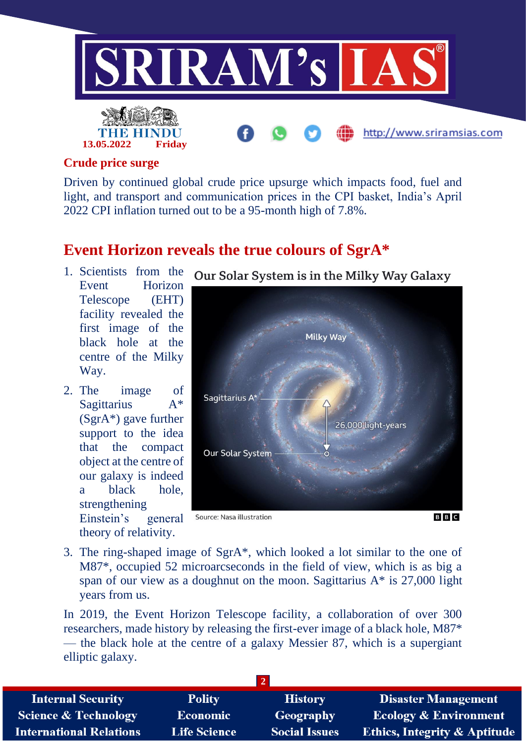## Crude price surge

Driven by continued global crude price upsurge which impacts food, fuel and light, and transport and communication prices in the CPI basket, India's April 2022 CPI inflation turned out to be a 95-month high of 7.8%.

## Event Horizon reveals the true colours of SgrA*

1. Scientists from the Event Horizon Telescope (EHT) facility revealed the first image of the black hole at the centre of the Milky Way.
2. The image of Sagittarius A* (SgrA*) gave further support to the idea that the compact object at the centre of our galaxy is indeed a black hole, strengthening Einstein's general theory of relativity.
3. The ring-shaped image of SgrA*, which looked a lot similar to the one of M87*, occupied 52 microarcseconds in the field of view, which is as big a span of our view as a doughnut on the moon. Sagittarius A* is 27,000 light years from us.

**Our Solar System is in the Milky Way Galaxy**

Milky Way

Sagittarius A*

26,000 light-years

Our Solar System

Source: Nasa illustration

BBC

In 2019, the Event Horizon Telescope facility, a collaboration of over 300 researchers, made history by releasing the first-ever image of a black hole, M87* — the black hole at the centre of a galaxy Messier 87, which is a supergiant elliptic galaxy.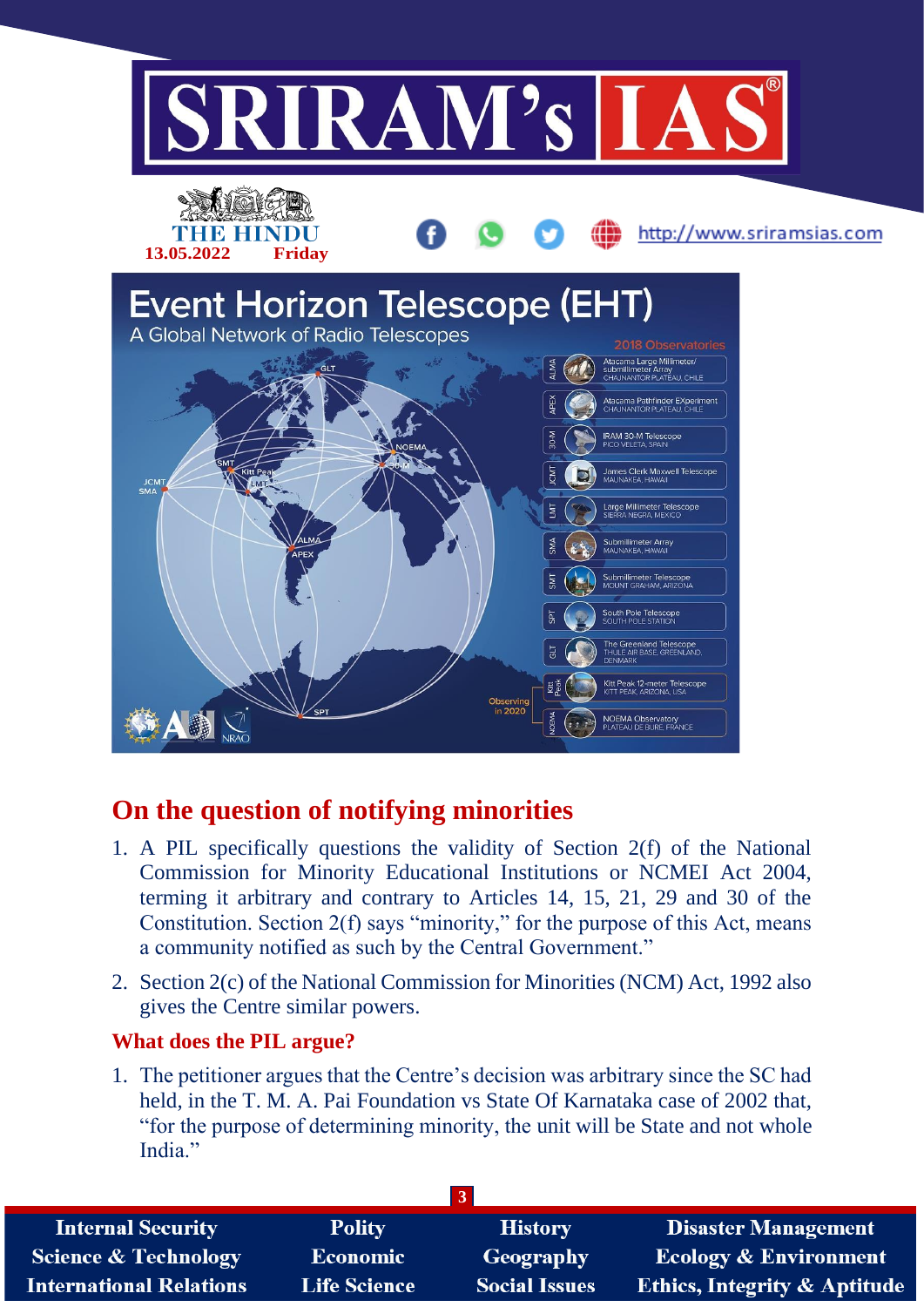# Event Horizon Telescope (EHT)

A Global Network of Radio Telescopes

2018 Observatories

- ALMA — Atacama Large Millimeter/submillimeter Array, CHAJNANTOR PLATEAU, CHILE
- APEX — Atacama Pathfinder EXperiment, CHAJNANTOR PLATEAU, CHILE
- 30-M — IRAM 30-M Telescope, PICO VELETA, SPAIN
- JCMT — James Clerk Maxwell Telescope, MAUNAKEA, HAWAII
- LMT — Large Millimeter Telescope, SIERRA NEGRA, MEXICO
- SMA — Submillimeter Array, MAUNAKEA, HAWAII
- SMT — Submillimeter Telescope, MOUNT GRAHAM, ARIZONA
- SPT — South Pole Telescope, SOUTH POLE STATION
- GLT — The Greenland Telescope, THULE AIR BASE, GREENLAND, DENMARK

Observing in 2020

- Kitt Peak — Kitt Peak 12-meter Telescope, KITT PEAK, ARIZONA, USA
- NOEMA — NOEMA Observatory, PLATEAU DE BURE, FRANCE

## On the question of notifying minorities

1. A PIL specifically questions the validity of Section 2(f) of the National Commission for Minority Educational Institutions or NCMEI Act 2004, terming it arbitrary and contrary to Articles 14, 15, 21, 29 and 30 of the Constitution. Section 2(f) says "minority," for the purpose of this Act, means a community notified as such by the Central Government."
2. Section 2(c) of the National Commission for Minorities (NCM) Act, 1992 also gives the Centre similar powers.

### What does the PIL argue?

1. The petitioner argues that the Centre's decision was arbitrary since the SC had held, in the T. M. A. Pai Foundation vs State Of Karnataka case of 2002 that, "for the purpose of determining minority, the unit will be State and not whole India."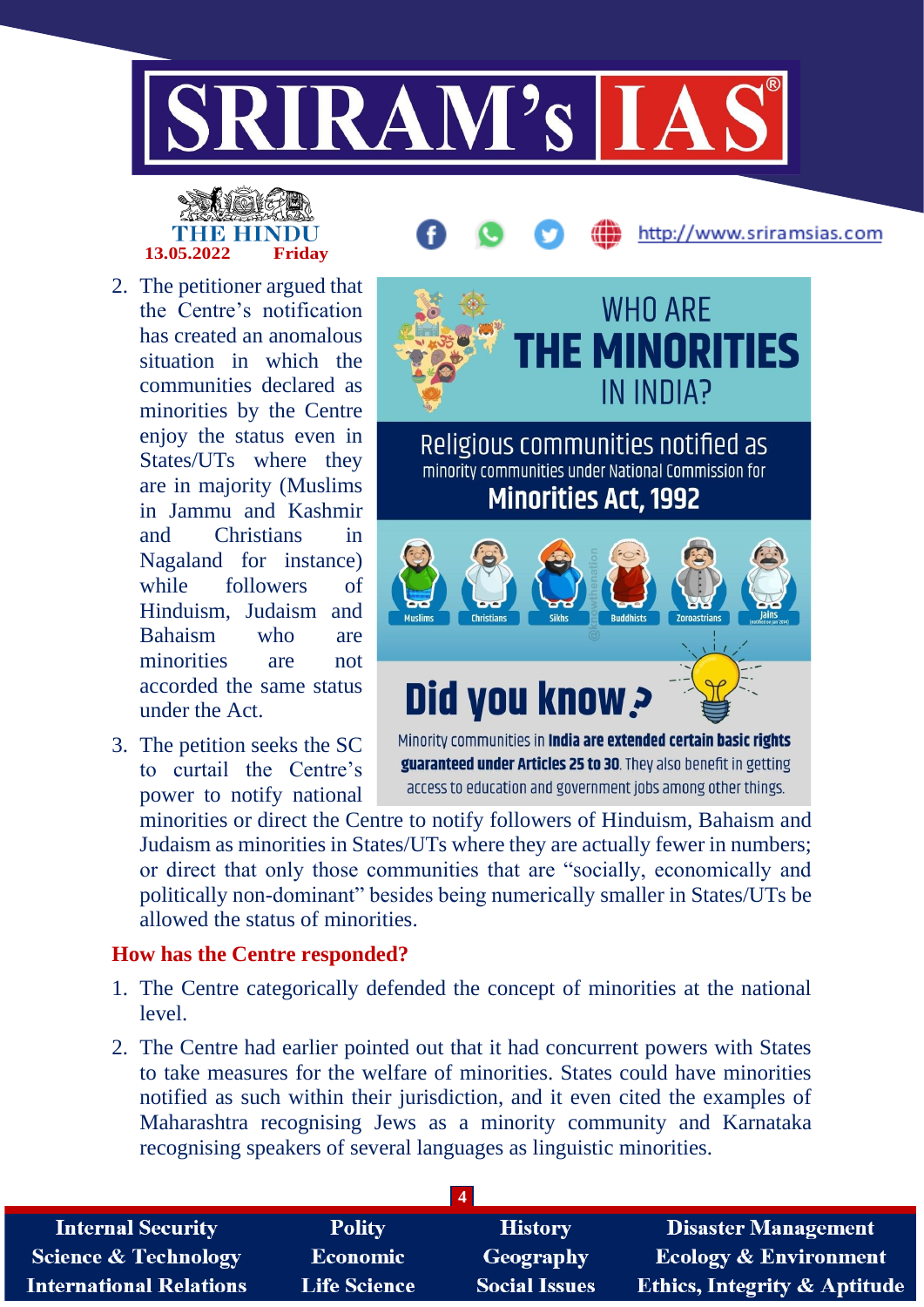2. The petitioner argued that the Centre's notification has created an anomalous situation in which the communities declared as minorities by the Centre enjoy the status even in States/UTs where they are in majority (Muslims in Jammu and Kashmir and Christians in Nagaland for instance) while followers of Hinduism, Judaism and Bahaism who are minorities are not accorded the same status under the Act.

3. The petition seeks the SC to curtail the Centre's power to notify national minorities or direct the Centre to notify followers of Hinduism, Bahaism and Judaism as minorities in States/UTs where they are actually fewer in numbers; or direct that only those communities that are "socially, economically and politically non-dominant" besides being numerically smaller in States/UTs be allowed the status of minorities.

WHO ARE **THE MINORITIES** IN INDIA?

Religious communities notified as minority communities under National Commission for **Minorities Act, 1992**

Muslims, Christians, Sikhs, Buddhists, Zoroastrians, Jains (notified on Jan 2014)

**Did you know?**

Minority communities in **India are extended certain basic rights guaranteed under Articles 25 to 30**. They also benefit in getting access to education and government jobs among other things.

## How has the Centre responded?

1. The Centre categorically defended the concept of minorities at the national level.
2. The Centre had earlier pointed out that it had concurrent powers with States to take measures for the welfare of minorities. States could have minorities notified as such within their jurisdiction, and it even cited the examples of Maharashtra recognising Jews as a minority community and Karnataka recognising speakers of several languages as linguistic minorities.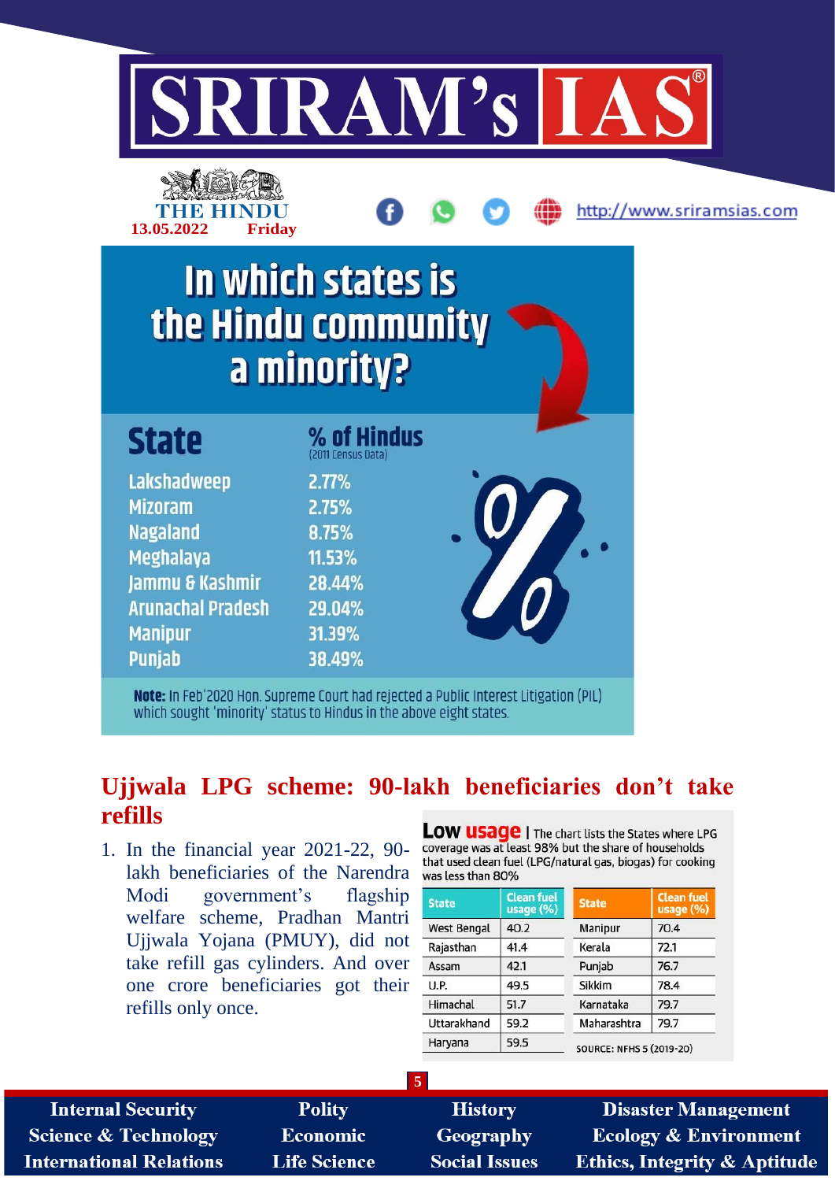## In which states is the Hindu community a minority?

| State | % of Hindus (2011 Census Data) |
|---|---|
| Lakshadweep | 2.77% |
| Mizoram | 2.75% |
| Nagaland | 8.75% |
| Meghalaya | 11.53% |
| Jammu & Kashmir | 28.44% |
| Arunachal Pradesh | 29.04% |
| Manipur | 31.39% |
| Punjab | 38.49% |

**Note:** In Feb'2020 Hon. Supreme Court had rejected a Public Interest Litigation (PIL) which sought 'minority' status to Hindus in the above eight states.

## Ujjwala LPG scheme: 90-lakh beneficiaries don't take refills

1. In the financial year 2021-22, 90-lakh beneficiaries of the Narendra Modi government's flagship welfare scheme, Pradhan Mantri Ujjwala Yojana (PMUY), did not take refill gas cylinders. And over one crore beneficiaries got their refills only once.

**Low usage** | The chart lists the States where LPG coverage was at least 98% but the share of households that used clean fuel (LPG/natural gas, biogas) for cooking was less than 80%

| State | Clean fuel usage (%) | State | Clean fuel usage (%) |
|---|---|---|---|
| West Bengal | 40.2 | Manipur | 70.4 |
| Rajasthan | 41.4 | Kerala | 72.1 |
| Assam | 42.1 | Punjab | 76.7 |
| U.P. | 49.5 | Sikkim | 78.4 |
| Himachal | 51.7 | Karnataka | 79.7 |
| Uttarakhand | 59.2 | Maharashtra | 79.7 |
| Haryana | 59.5 | | |

SOURCE: NFHS 5 (2019-20)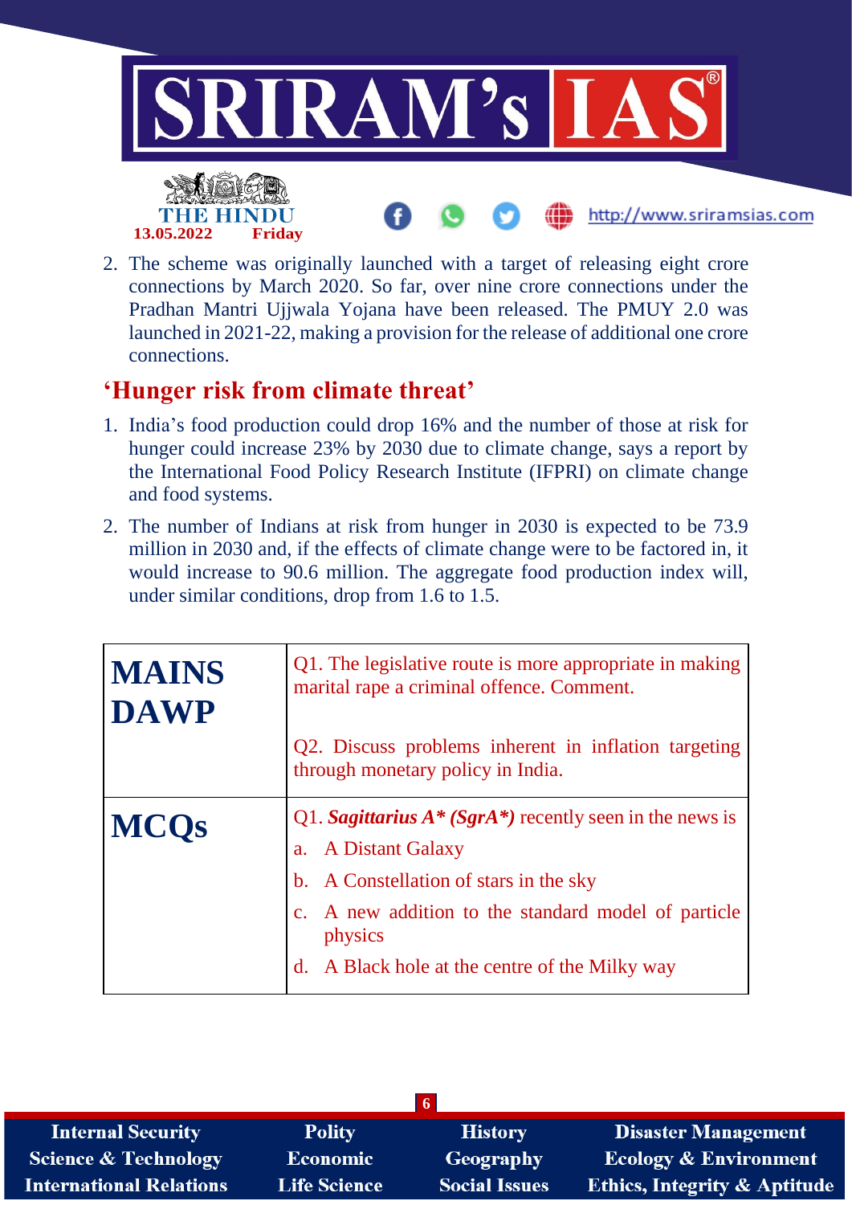2. The scheme was originally launched with a target of releasing eight crore connections by March 2020. So far, over nine crore connections under the Pradhan Mantri Ujjwala Yojana have been released. The PMUY 2.0 was launched in 2021-22, making a provision for the release of additional one crore connections.

## 'Hunger risk from climate threat'

1. India's food production could drop 16% and the number of those at risk for hunger could increase 23% by 2030 due to climate change, says a report by the International Food Policy Research Institute (IFPRI) on climate change and food systems.
2. The number of Indians at risk from hunger in 2030 is expected to be 73.9 million in 2030 and, if the effects of climate change were to be factored in, it would increase to 90.6 million. The aggregate food production index will, under similar conditions, drop from 1.6 to 1.5.

| | |
|---|---|
| **MAINS DAWP** | Q1. The legislative route is more appropriate in making marital rape a criminal offence. Comment.<br><br>Q2. Discuss problems inherent in inflation targeting through monetary policy in India. |
| **MCQs** | Q1. ***Sagittarius A\* (SgrA\*)*** recently seen in the news is<br>a. A Distant Galaxy<br>b. A Constellation of stars in the sky<br>c. A new addition to the standard model of particle physics<br>d. A Black hole at the centre of the Milky way |